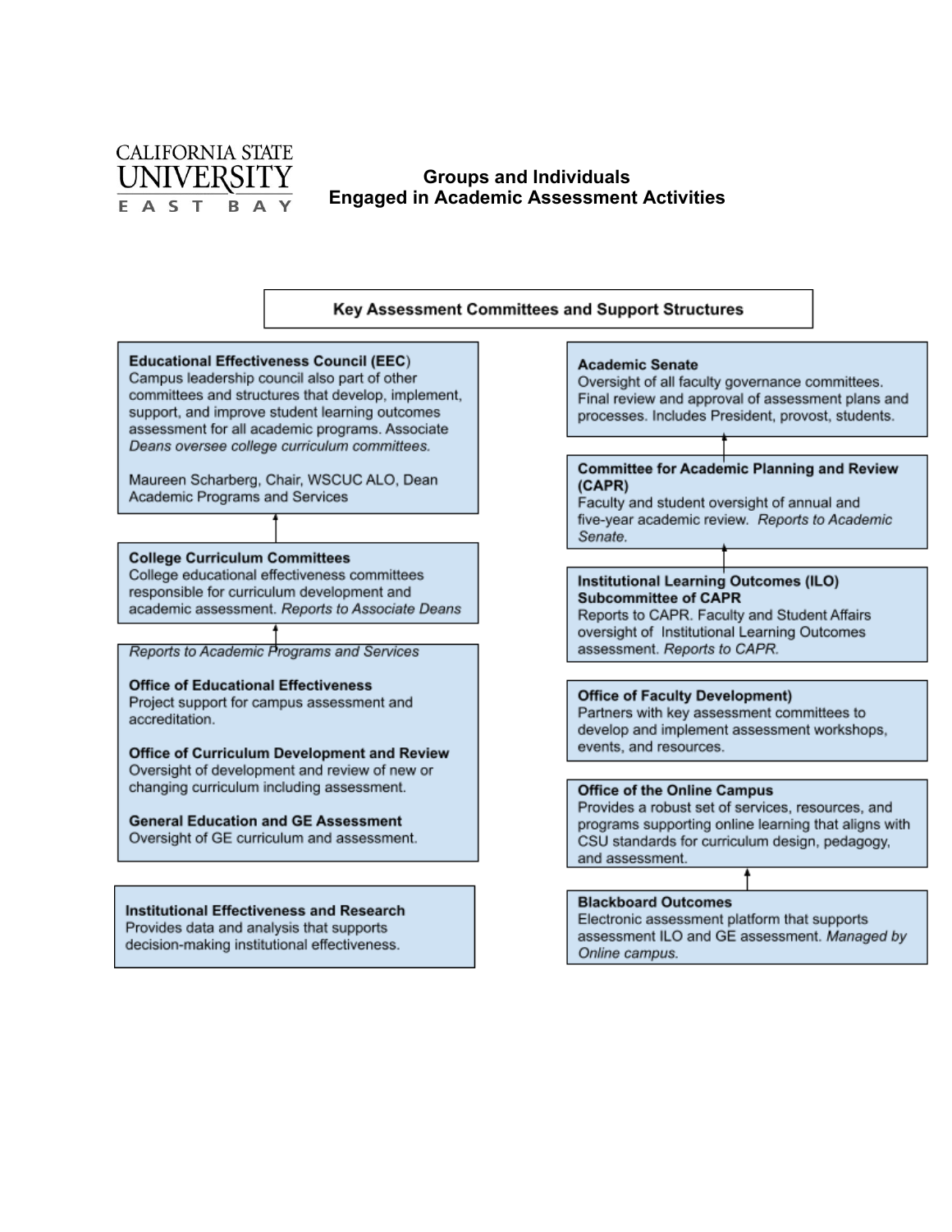CALIFORNIA STATE UNIVERSITY EAST BAY

# Groups and Individuals Engaged in Academic Assessment Activities

## Key Assessment Committees and Support Structures

**Educational Effectiveness Council (EEC)**
Campus leadership council also part of other committees and structures that develop, implement, support, and improve student learning outcomes assessment for all academic programs. Associate *Deans oversee college curriculum committees.*

Maureen Scharberg, Chair, WSCUC ALO, Dean Academic Programs and Services

**College Curriculum Committees**
College educational effectiveness committees responsible for curriculum development and academic assessment. *Reports to Associate Deans*

*Reports to Academic Programs and Services*

**Office of Educational Effectiveness**
Project support for campus assessment and accreditation.

**Office of Curriculum Development and Review**
Oversight of development and review of new or changing curriculum including assessment.

**General Education and GE Assessment**
Oversight of GE curriculum and assessment.

**Institutional Effectiveness and Research**
Provides data and analysis that supports decision-making institutional effectiveness.

**Academic Senate**
Oversight of all faculty governance committees. Final review and approval of assessment plans and processes. Includes President, provost, students.

**Committee for Academic Planning and Review (CAPR)**
Faculty and student oversight of annual and five-year academic review. *Reports to Academic Senate.*

**Institutional Learning Outcomes (ILO) Subcommittee of CAPR**
Reports to CAPR. Faculty and Student Affairs oversight of Institutional Learning Outcomes assessment. *Reports to CAPR.*

**Office of Faculty Development)**
Partners with key assessment committees to develop and implement assessment workshops, events, and resources.

**Office of the Online Campus**
Provides a robust set of services, resources, and programs supporting online learning that aligns with CSU standards for curriculum design, pedagogy, and assessment.

**Blackboard Outcomes**
Electronic assessment platform that supports assessment ILO and GE assessment. *Managed by Online campus.*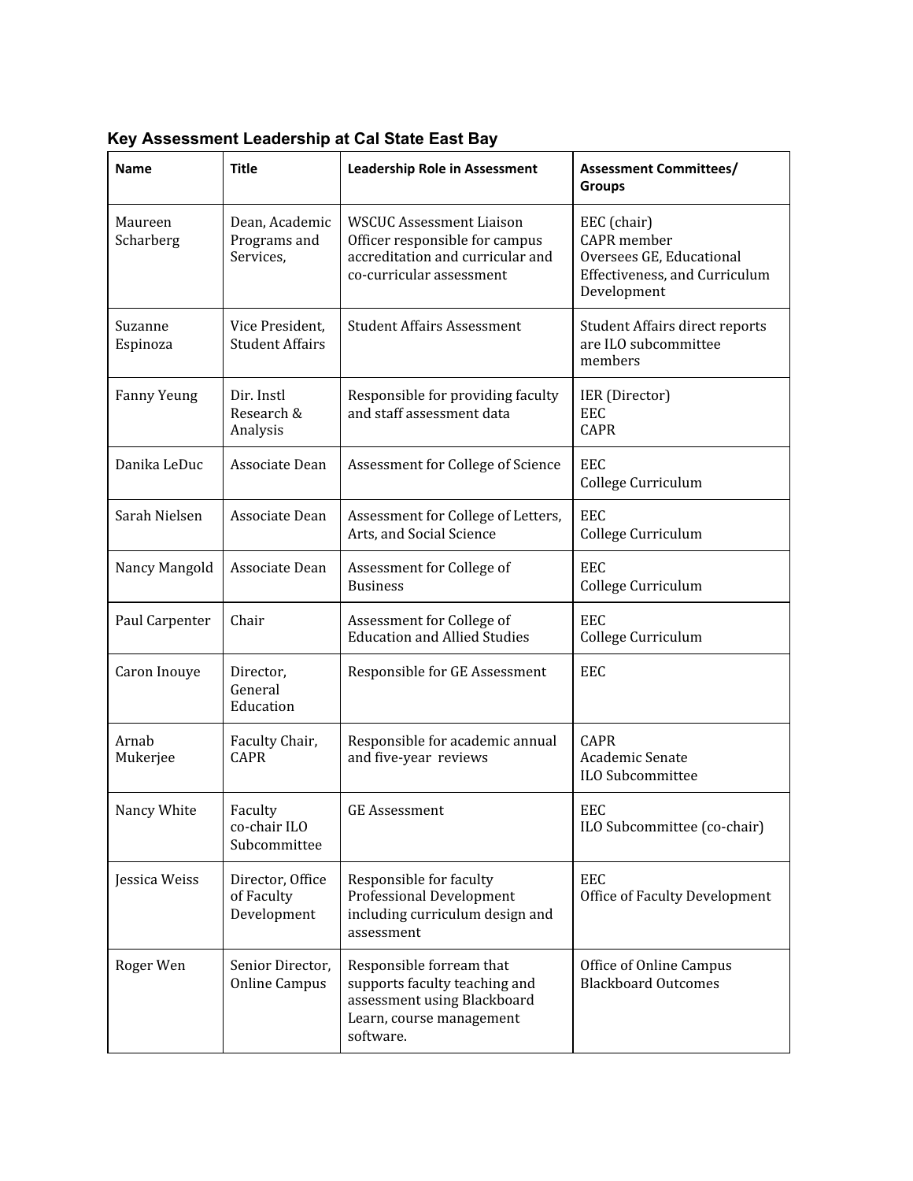### Key Assessment Leadership at Cal State East Bay

| Name | Title | Leadership Role in Assessment | Assessment Committees/ Groups |
|---|---|---|---|
| Maureen Scharberg | Dean, Academic Programs and Services, | WSCUC Assessment Liaison Officer responsible for campus accreditation and curricular and co-curricular assessment | EEC (chair)<br>CAPR member<br>Oversees GE, Educational Effectiveness, and Curriculum Development |
| Suzanne Espinoza | Vice President, Student Affairs | Student Affairs Assessment | Student Affairs direct reports are ILO subcommittee members |
| Fanny Yeung | Dir. Instl Research & Analysis | Responsible for providing faculty and staff assessment data | IER (Director)<br>EEC<br>CAPR |
| Danika LeDuc | Associate Dean | Assessment for College of Science | EEC<br>College Curriculum |
| Sarah Nielsen | Associate Dean | Assessment for College of Letters, Arts, and Social Science | EEC<br>College Curriculum |
| Nancy Mangold | Associate Dean | Assessment for College of Business | EEC<br>College Curriculum |
| Paul Carpenter | Chair | Assessment for College of Education and Allied Studies | EEC<br>College Curriculum |
| Caron Inouye | Director, General Education | Responsible for GE Assessment | EEC |
| Arnab Mukerjee | Faculty Chair, CAPR | Responsible for academic annual and five-year reviews | CAPR<br>Academic Senate<br>ILO Subcommittee |
| Nancy White | Faculty co-chair ILO Subcommittee | GE Assessment | EEC<br>ILO Subcommittee (co-chair) |
| Jessica Weiss | Director, Office of Faculty Development | Responsible for faculty Professional Development including curriculum design and assessment | EEC<br>Office of Faculty Development |
| Roger Wen | Senior Director, Online Campus | Responsible forream that supports faculty teaching and assessment using Blackboard Learn, course management software. | Office of Online Campus<br>Blackboard Outcomes |